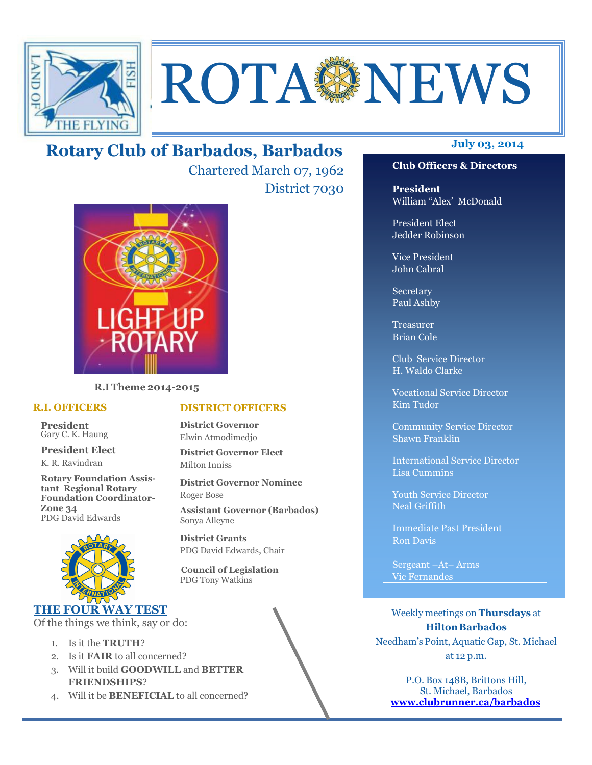# ROTA NEWS

## Rotary Club of Barbados, Barbados

Chartered March 07, 1962

District 7030

July 03, 2014

LIGHT UP ROTARY

**R.I Theme 2014-2015**

### R.I. OFFICERS

**President**
Gary C. K. Haung

**President Elect**
K. R. Ravindran

**Rotary Foundation Assistant Regional Rotary Foundation Coordinator-Zone 34**
PDG David Edwards

### DISTRICT OFFICERS

**District Governor**
Elwin Atmodimedjo

**District Governor Elect**
Milton Inniss

**District Governor Nominee**
Roger Bose

**Assistant Governor (Barbados)**
Sonya Alleyne

**District Grants**
PDG David Edwards, Chair

**Council of Legislation**
PDG Tony Watkins

### THE FOUR WAY TEST

Of the things we think, say or do:

1. Is it the **TRUTH**?
2. Is it **FAIR** to all concerned?
3. Will it build **GOODWILL** and **BETTER FRIENDSHIPS**?
4. Will it be **BENEFICIAL** to all concerned?

### Club Officers & Directors

**President**
William "Alex' McDonald

President Elect
Jedder Robinson

Vice President
John Cabral

Secretary
Paul Ashby

Treasurer
Brian Cole

Club Service Director
H. Waldo Clarke

Vocational Service Director
Kim Tudor

Community Service Director
Shawn Franklin

International Service Director
Lisa Cummins

Youth Service Director
Neal Griffith

Immediate Past President
Ron Davis

Sergeant –At– Arms
Vic Fernandes

Weekly meetings on **Thursdays** at **Hilton Barbados**
Needham's Point, Aquatic Gap, St. Michael
at 12 p.m.

P.O. Box 148B, Brittons Hill,
St. Michael, Barbados
**www.clubrunner.ca/barbados**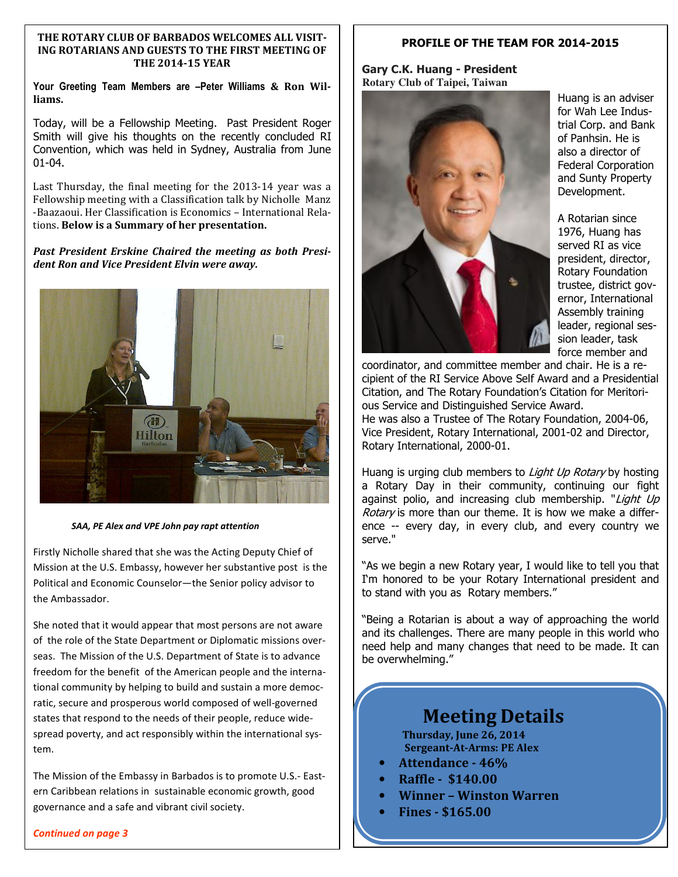**THE ROTARY CLUB OF BARBADOS WELCOMES ALL VISITING ROTARIANS AND GUESTS TO THE FIRST MEETING OF THE 2014-15 YEAR**

**Your Greeting Team Members are –Peter Williams & Ron Williams.**

Today, will be a Fellowship Meeting. Past President Roger Smith will give his thoughts on the recently concluded RI Convention, which was held in Sydney, Australia from June 01-04.

Last Thursday, the final meeting for the 2013-14 year was a Fellowship meeting with a Classification talk by Nicholle Manz-Baazaoui. Her Classification is Economics – International Relations. **Below is a Summary of her presentation.**

***Past President Erskine Chaired the meeting as both President Ron and Vice President Elvin were away.***

*SAA, PE Alex and VPE John pay rapt attention*

Firstly Nicholle shared that she was the Acting Deputy Chief of Mission at the U.S. Embassy, however her substantive post is the Political and Economic Counselor—the Senior policy advisor to the Ambassador.

She noted that it would appear that most persons are not aware of the role of the State Department or Diplomatic missions overseas. The Mission of the U.S. Department of State is to advance freedom for the benefit of the American people and the international community by helping to build and sustain a more democratic, secure and prosperous world composed of well-governed states that respond to the needs of their people, reduce widespread poverty, and act responsibly within the international system.

The Mission of the Embassy in Barbados is to promote U.S.- Eastern Caribbean relations in sustainable economic growth, good governance and a safe and vibrant civil society.

*Continued on page 3*

## PROFILE OF THE TEAM FOR 2014-2015

**Gary C.K. Huang - President**
**Rotary Club of Taipei, Taiwan**

Huang is an adviser for Wah Lee Industrial Corp. and Bank of Panhsin. He is also a director of Federal Corporation and Sunty Property Development.

A Rotarian since 1976, Huang has served RI as vice president, director, Rotary Foundation trustee, district governor, International Assembly training leader, regional session leader, task force member and coordinator, and committee member and chair. He is a recipient of the RI Service Above Self Award and a Presidential Citation, and The Rotary Foundation's Citation for Meritorious Service and Distinguished Service Award.
He was also a Trustee of The Rotary Foundation, 2004-06, Vice President, Rotary International, 2001-02 and Director, Rotary International, 2000-01.

Huang is urging club members to *Light Up Rotary* by hosting a Rotary Day in their community, continuing our fight against polio, and increasing club membership. "*Light Up Rotary* is more than our theme. It is how we make a difference -- every day, in every club, and every country we serve."

"As we begin a new Rotary year, I would like to tell you that I'm honored to be your Rotary International president and to stand with you as Rotary members."

"Being a Rotarian is about a way of approaching the world and its challenges. There are many people in this world who need help and many changes that need to be made. It can be overwhelming."

## Meeting Details

**Thursday, June 26, 2014**
**Sergeant-At-Arms: PE Alex**

- **Attendance - 46%**
- **Raffle - $140.00**
- **Winner – Winston Warren**
- **Fines - $165.00**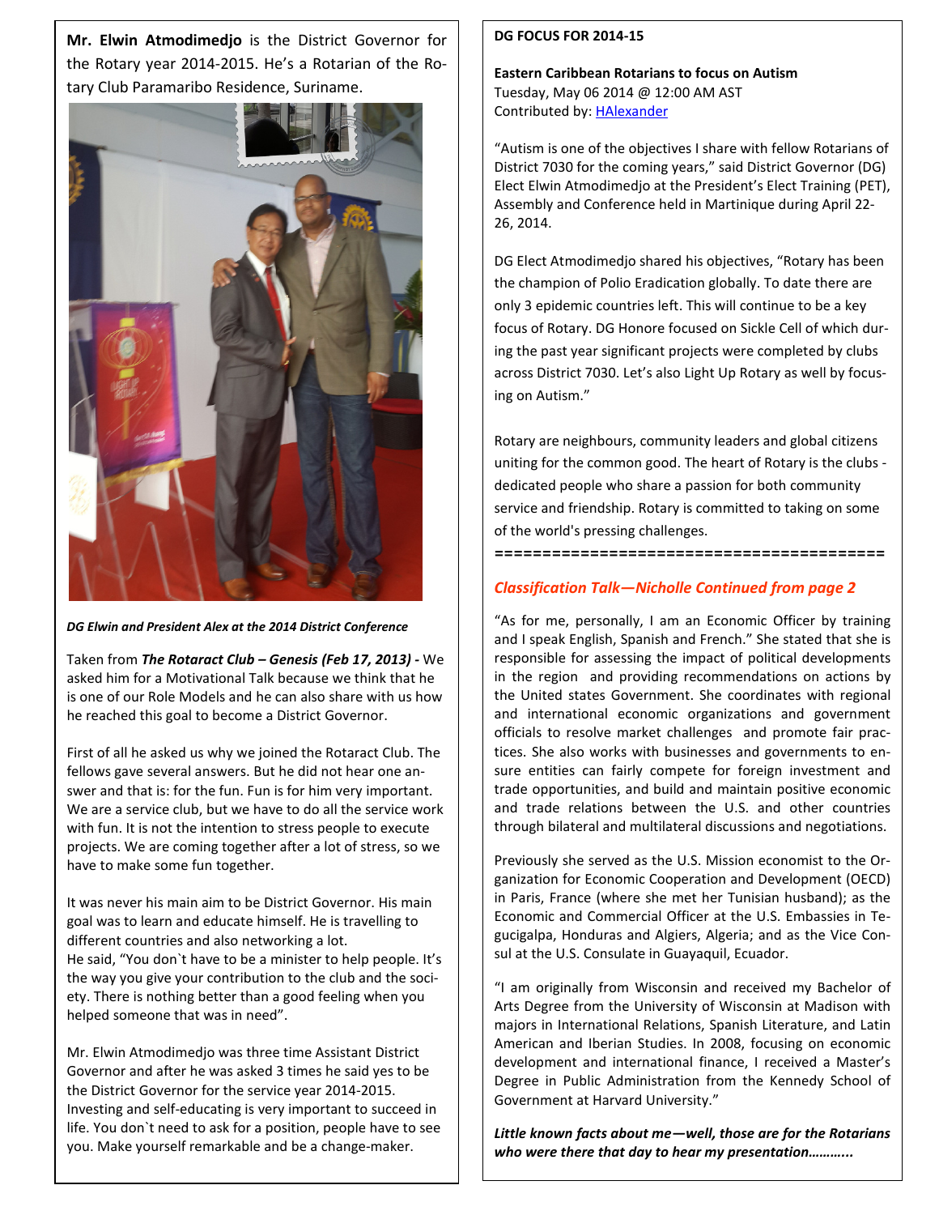**Mr. Elwin Atmodimedjo** is the District Governor for the Rotary year 2014-2015. He's a Rotarian of the Rotary Club Paramaribo Residence, Suriname.

***DG Elwin and President Alex at the 2014 District Conference***

Taken from ***The Rotaract Club – Genesis (Feb 17, 2013) -*** We asked him for a Motivational Talk because we think that he is one of our Role Models and he can also share with us how he reached this goal to become a District Governor.

First of all he asked us why we joined the Rotaract Club. The fellows gave several answers. But he did not hear one answer and that is: for the fun. Fun is for him very important. We are a service club, but we have to do all the service work with fun. It is not the intention to stress people to execute projects. We are coming together after a lot of stress, so we have to make some fun together.

It was never his main aim to be District Governor. His main goal was to learn and educate himself. He is travelling to different countries and also networking a lot.
He said, "You don`t have to be a minister to help people. It's the way you give your contribution to the club and the society. There is nothing better than a good feeling when you helped someone that was in need".

Mr. Elwin Atmodimedjo was three time Assistant District Governor and after he was asked 3 times he said yes to be the District Governor for the service year 2014-2015. Investing and self-educating is very important to succeed in life. You don`t need to ask for a position, people have to see you. Make yourself remarkable and be a change-maker.

**DG FOCUS FOR 2014-15**

**Eastern Caribbean Rotarians to focus on Autism**
Tuesday, May 06 2014 @ 12:00 AM AST
Contributed by: HAlexander

"Autism is one of the objectives I share with fellow Rotarians of District 7030 for the coming years," said District Governor (DG) Elect Elwin Atmodimedjo at the President's Elect Training (PET), Assembly and Conference held in Martinique during April 22-26, 2014.

DG Elect Atmodimedjo shared his objectives, "Rotary has been the champion of Polio Eradication globally. To date there are only 3 epidemic countries left. This will continue to be a key focus of Rotary. DG Honore focused on Sickle Cell of which during the past year significant projects were completed by clubs across District 7030. Let's also Light Up Rotary as well by focusing on Autism."

Rotary are neighbours, community leaders and global citizens uniting for the common good. The heart of Rotary is the clubs - dedicated people who share a passion for both community service and friendship. Rotary is committed to taking on some of the world's pressing challenges.

==========================================

### *Classification Talk—Nicholle Continued from page 2*

"As for me, personally, I am an Economic Officer by training and I speak English, Spanish and French." She stated that she is responsible for assessing the impact of political developments in the region and providing recommendations on actions by the United states Government. She coordinates with regional and international economic organizations and government officials to resolve market challenges and promote fair practices. She also works with businesses and governments to ensure entities can fairly compete for foreign investment and trade opportunities, and build and maintain positive economic and trade relations between the U.S. and other countries through bilateral and multilateral discussions and negotiations.

Previously she served as the U.S. Mission economist to the Organization for Economic Cooperation and Development (OECD) in Paris, France (where she met her Tunisian husband); as the Economic and Commercial Officer at the U.S. Embassies in Tegucigalpa, Honduras and Algiers, Algeria; and as the Vice Consul at the U.S. Consulate in Guayaquil, Ecuador.

"I am originally from Wisconsin and received my Bachelor of Arts Degree from the University of Wisconsin at Madison with majors in International Relations, Spanish Literature, and Latin American and Iberian Studies. In 2008, focusing on economic development and international finance, I received a Master's Degree in Public Administration from the Kennedy School of Government at Harvard University."

***Little known facts about me—well, those are for the Rotarians who were there that day to hear my presentation………..***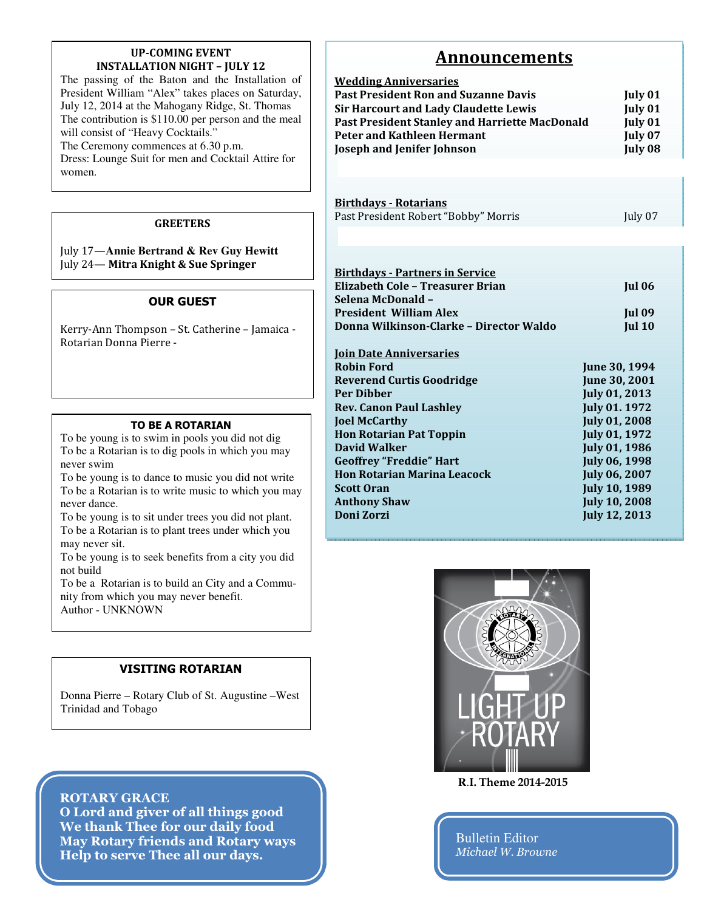**UP-COMING EVENT**
**INSTALLATION NIGHT – JULY 12**

The passing of the Baton and the Installation of President William "Alex" takes places on Saturday, July 12, 2014 at the Mahogany Ridge, St. Thomas
The contribution is $110.00 per person and the meal will consist of "Heavy Cocktails."
The Ceremony commences at 6.30 p.m.
Dress: Lounge Suit for men and Cocktail Attire for women.

**GREETERS**

July 17—**Annie Bertrand & Rev Guy Hewitt**
July 24— **Mitra Knight & Sue Springer**

**OUR GUEST**

Kerry-Ann Thompson – St. Catherine – Jamaica - Rotarian Donna Pierre -

**TO BE A ROTARIAN**

To be young is to swim in pools you did not dig
To be a Rotarian is to dig pools in which you may never swim
To be young is to dance to music you did not write
To be a Rotarian is to write music to which you may never dance.
To be young is to sit under trees you did not plant.
To be a Rotarian is to plant trees under which you may never sit.
To be young is to seek benefits from a city you did not build
To be a Rotarian is to build an City and a Community from which you may never benefit.
Author - UNKNOWN

**VISITING ROTARIAN**

Donna Pierre – Rotary Club of St. Augustine –West Trinidad and Tobago

**ROTARY GRACE**
**O Lord and giver of all things good**
**We thank Thee for our daily food**
**May Rotary friends and Rotary ways**
**Help to serve Thee all our days.**

## Announcements

**Wedding Anniversaries**

| | |
|---|---|
| **Past President Ron and Suzanne Davis** | **July 01** |
| **Sir Harcourt and Lady Claudette Lewis** | **July 01** |
| **Past President Stanley and Harriette MacDonald** | **July 01** |
| **Peter and Kathleen Hermant** | **July 07** |
| **Joseph and Jenifer Johnson** | **July 08** |

**Birthdays - Rotarians**

| | |
|---|---|
| Past President Robert "Bobby" Morris | July 07 |

**Birthdays - Partners in Service**

| | |
|---|---|
| **Elizabeth Cole – Treasurer Brian** | **Jul 06** |
| **Selena McDonald – President William Alex** | **Jul 09** |
| **Donna Wilkinson-Clarke – Director Waldo** | **Jul 10** |

**Join Date Anniversaries**

| | |
|---|---|
| **Robin Ford** | **June 30, 1994** |
| **Reverend Curtis Goodridge** | **June 30, 2001** |
| **Per Dibber** | **July 01, 2013** |
| **Rev. Canon Paul Lashley** | **July 01. 1972** |
| **Joel McCarthy** | **July 01, 2008** |
| **Hon Rotarian Pat Toppin** | **July 01, 1972** |
| **David Walker** | **July 01, 1986** |
| **Geoffrey "Freddie" Hart** | **July 06, 1998** |
| **Hon Rotarian Marina Leacock** | **July 06, 2007** |
| **Scott Oran** | **July 10, 1989** |
| **Anthony Shaw** | **July 10, 2008** |
| **Doni Zorzi** | **July 12, 2013** |

LIGHT UP ROTARY

**R.I. Theme 2014-2015**

Bulletin Editor
*Michael W. Browne*